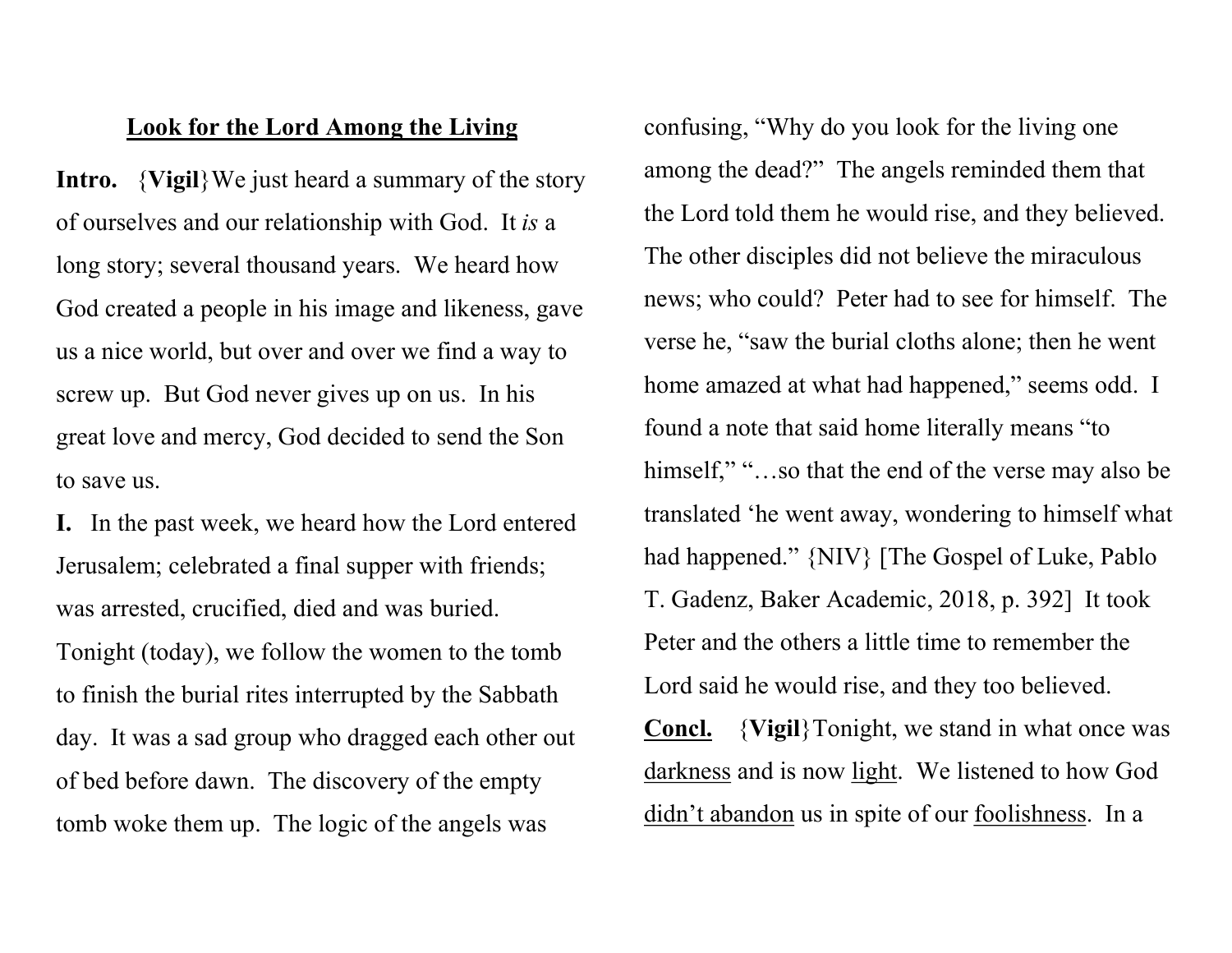<u>**Look for the Lord Among the Living**</u>

**Intro.** {**Vigil**}We just heard a summary of the story of ourselves and our relationship with God. It *is* a long story; several thousand years. We heard how God created a people in his image and likeness, gave us a nice world, but over and over we find a way to screw up. But God never gives up on us. In his great love and mercy, God decided to send the Son to save us.

**I.** In the past week, we heard how the Lord entered Jerusalem; celebrated a final supper with friends; was arrested, crucified, died and was buried. Tonight (today), we follow the women to the tomb to finish the burial rites interrupted by the Sabbath day. It was a sad group who dragged each other out of bed before dawn. The discovery of the empty tomb woke them up. The logic of the angels was confusing, "Why do you look for the living one among the dead?" The angels reminded them that the Lord told them he would rise, and they believed. The other disciples did not believe the miraculous news; who could? Peter had to see for himself. The verse he, "saw the burial cloths alone; then he went home amazed at what had happened," seems odd. I found a note that said home literally means "to himself," "…so that the end of the verse may also be translated 'he went away, wondering to himself what had happened." {NIV} [The Gospel of Luke, Pablo T. Gadenz, Baker Academic, 2018, p. 392] It took Peter and the others a little time to remember the Lord said he would rise, and they too believed.

<u>**Concl.**</u> {**Vigil**}Tonight, we stand in what once was <u>darkness</u> and is now <u>light</u>. We listened to how God <u>didn't abandon</u> us in spite of our <u>foolishness</u>. In a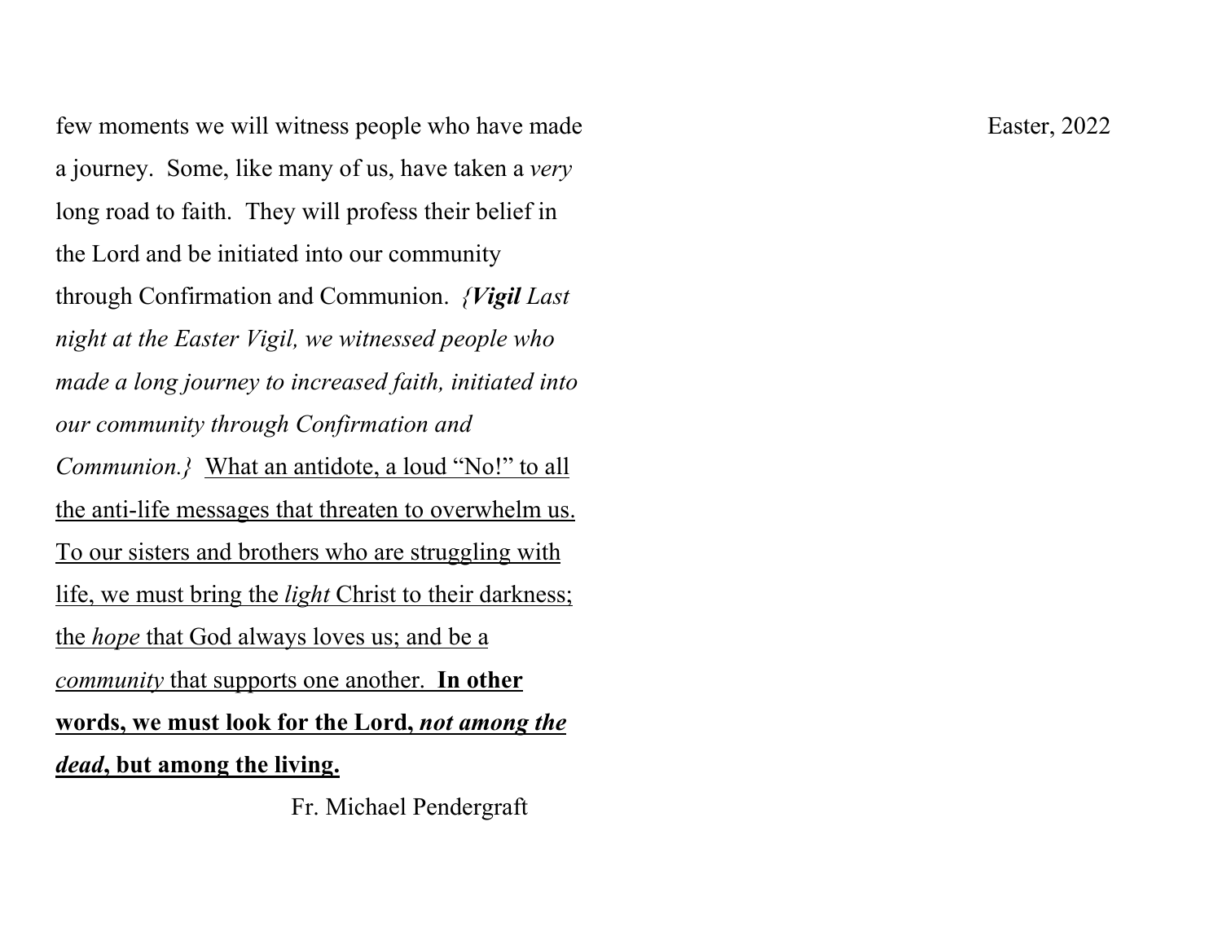Easter, 2022

few moments we will witness people who have made a journey. Some, like many of us, have taken a *very* long road to faith. They will profess their belief in the Lord and be initiated into our community through Confirmation and Communion. *{**Vigil** Last night at the Easter Vigil, we witnessed people who made a long journey to increased faith, initiated into our community through Confirmation and Communion.}* <u>What an antidote, a loud "No!" to all the anti-life messages that threaten to overwhelm us. To our sisters and brothers who are struggling with life, we must bring the *light* Christ to their darkness; the *hope* that God always loves us; and be a *community* that supports one another.</u> <u>**In other words, we must look for the Lord, *not among the dead*, but among the living.**</u>

Fr. Michael Pendergraft